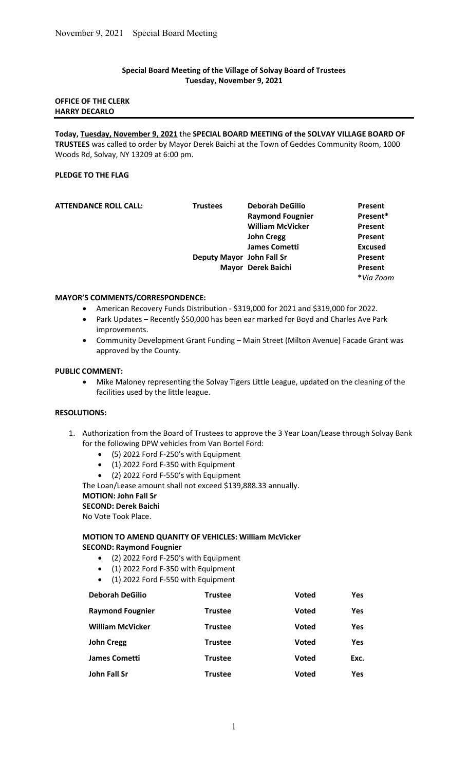## Special Board Meeting of the Village of Solvay Board of Trustees
**Tuesday, November 9, 2021**

**OFFICE OF THE CLERK**
**HARRY DECARLO**

---

**Today, Tuesday, November 9, 2021** the **SPECIAL BOARD MEETING of the SOLVAY VILLAGE BOARD OF TRUSTEES** was called to order by Mayor Derek Baichi at the Town of Geddes Community Room, 1000 Woods Rd, Solvay, NY 13209 at 6:00 pm.

**PLEDGE TO THE FLAG**

| ATTENDANCE ROLL CALL: | | | |
|---|---|---|---|
| | **Trustees** | **Deborah DeGilio** | **Present** |
| | | **Raymond Fougnier** | **Present*** |
| | | **William McVicker** | **Present** |
| | | **John Cregg** | **Present** |
| | | **James Cometti** | **Excused** |
| | **Deputy Mayor** | **John Fall Sr** | **Present** |
| | **Mayor** | **Derek Baichi** | **Present** |

***Via Zoom**

**MAYOR'S COMMENTS/CORRESPONDENCE:**

- American Recovery Funds Distribution - $319,000 for 2021 and $319,000 for 2022.
- Park Updates – Recently $50,000 has been ear marked for Boyd and Charles Ave Park improvements.
- Community Development Grant Funding – Main Street (Milton Avenue) Facade Grant was approved by the County.

**PUBLIC COMMENT:**

- Mike Maloney representing the Solvay Tigers Little League, updated on the cleaning of the facilities used by the little league.

**RESOLUTIONS:**

1. Authorization from the Board of Trustees to approve the 3 Year Loan/Lease through Solvay Bank for the following DPW vehicles from Van Bortel Ford:
   - (5) 2022 Ford F-250's with Equipment
   - (1) 2022 Ford F-350 with Equipment
   - (2) 2022 Ford F-550's with Equipment

   The Loan/Lease amount shall not exceed $139,888.33 annually.
   **MOTION: John Fall Sr**
   **SECOND: Derek Baichi**
   No Vote Took Place.

   **MOTION TO AMEND QUANITY OF VEHICLES: William McVicker**
   **SECOND: Raymond Fougnier**
   - (2) 2022 Ford F-250's with Equipment
   - (1) 2022 Ford F-350 with Equipment
   - (1) 2022 Ford F-550 with Equipment

| | | | |
|---|---|---|---|
| **Deborah DeGilio** | **Trustee** | **Voted** | **Yes** |
| **Raymond Fougnier** | **Trustee** | **Voted** | **Yes** |
| **William McVicker** | **Trustee** | **Voted** | **Yes** |
| **John Cregg** | **Trustee** | **Voted** | **Yes** |
| **James Cometti** | **Trustee** | **Voted** | **Exc.** |
| **John Fall Sr** | **Trustee** | **Voted** | **Yes** |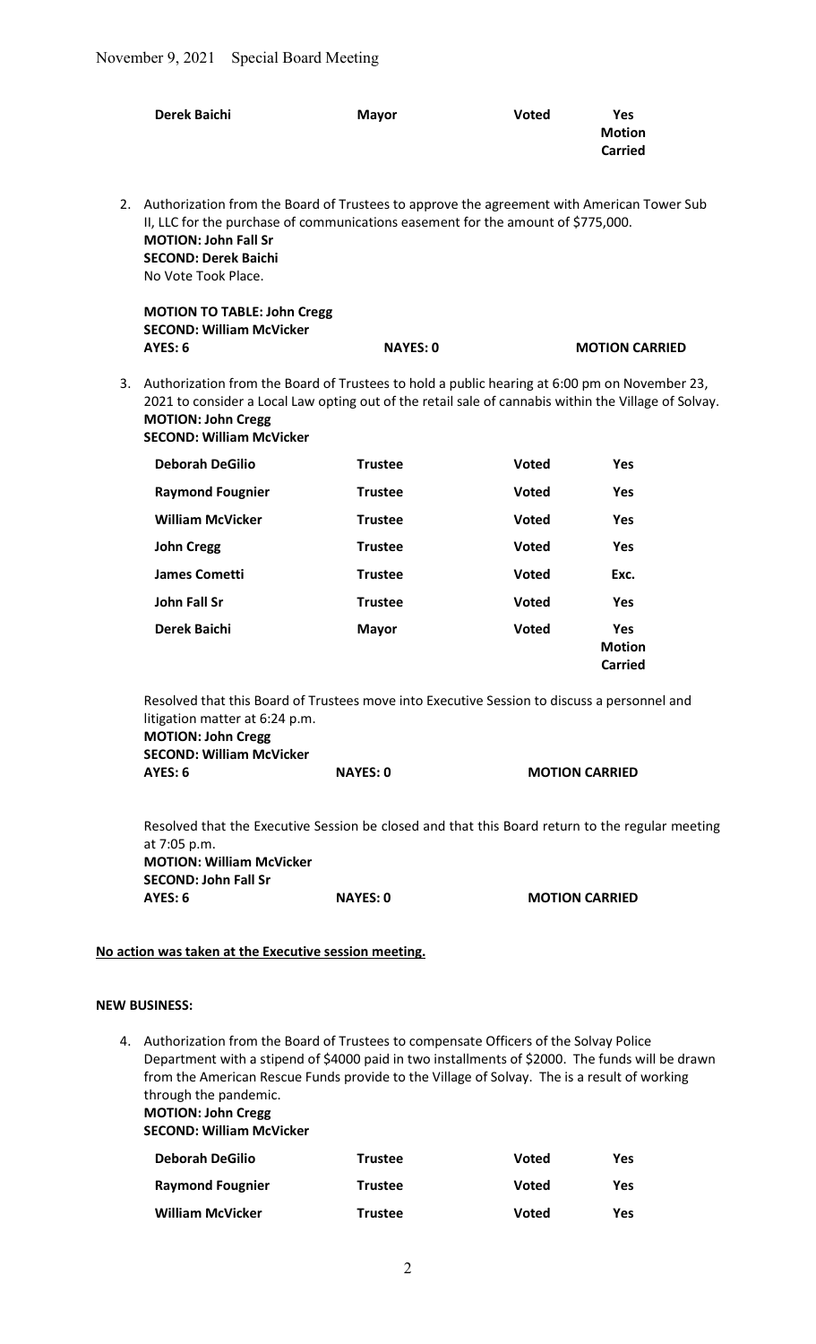| | | | |
|---|---|---|---|
| **Derek Baichi** | **Mayor** | **Voted** | **Yes Motion Carried** |

2. Authorization from the Board of Trustees to approve the agreement with American Tower Sub II, LLC for the purchase of communications easement for the amount of $775,000.
   **MOTION: John Fall Sr**
   **SECOND: Derek Baichi**
   No Vote Took Place.

   **MOTION TO TABLE: John Cregg**
   **SECOND: William McVicker**
   **AYES: 6 NAYES: 0 MOTION CARRIED**

3. Authorization from the Board of Trustees to hold a public hearing at 6:00 pm on November 23, 2021 to consider a Local Law opting out of the retail sale of cannabis within the Village of Solvay.
   **MOTION: John Cregg**
   **SECOND: William McVicker**

| | | | |
|---|---|---|---|
| **Deborah DeGilio** | **Trustee** | **Voted** | **Yes** |
| **Raymond Fougnier** | **Trustee** | **Voted** | **Yes** |
| **William McVicker** | **Trustee** | **Voted** | **Yes** |
| **John Cregg** | **Trustee** | **Voted** | **Yes** |
| **James Cometti** | **Trustee** | **Voted** | **Exc.** |
| **John Fall Sr** | **Trustee** | **Voted** | **Yes** |
| **Derek Baichi** | **Mayor** | **Voted** | **Yes Motion Carried** |

Resolved that this Board of Trustees move into Executive Session to discuss a personnel and litigation matter at 6:24 p.m.
**MOTION: John Cregg**
**SECOND: William McVicker**
**AYES: 6 NAYES: 0 MOTION CARRIED**

Resolved that the Executive Session be closed and that this Board return to the regular meeting at 7:05 p.m.
**MOTION: William McVicker**
**SECOND: John Fall Sr**
**AYES: 6 NAYES: 0 MOTION CARRIED**

**No action was taken at the Executive session meeting.**

**NEW BUSINESS:**

4. Authorization from the Board of Trustees to compensate Officers of the Solvay Police Department with a stipend of $4000 paid in two installments of $2000. The funds will be drawn from the American Rescue Funds provide to the Village of Solvay. The is a result of working through the pandemic.
   **MOTION: John Cregg**
   **SECOND: William McVicker**

| | | | |
|---|---|---|---|
| **Deborah DeGilio** | **Trustee** | **Voted** | **Yes** |
| **Raymond Fougnier** | **Trustee** | **Voted** | **Yes** |
| **William McVicker** | **Trustee** | **Voted** | **Yes** |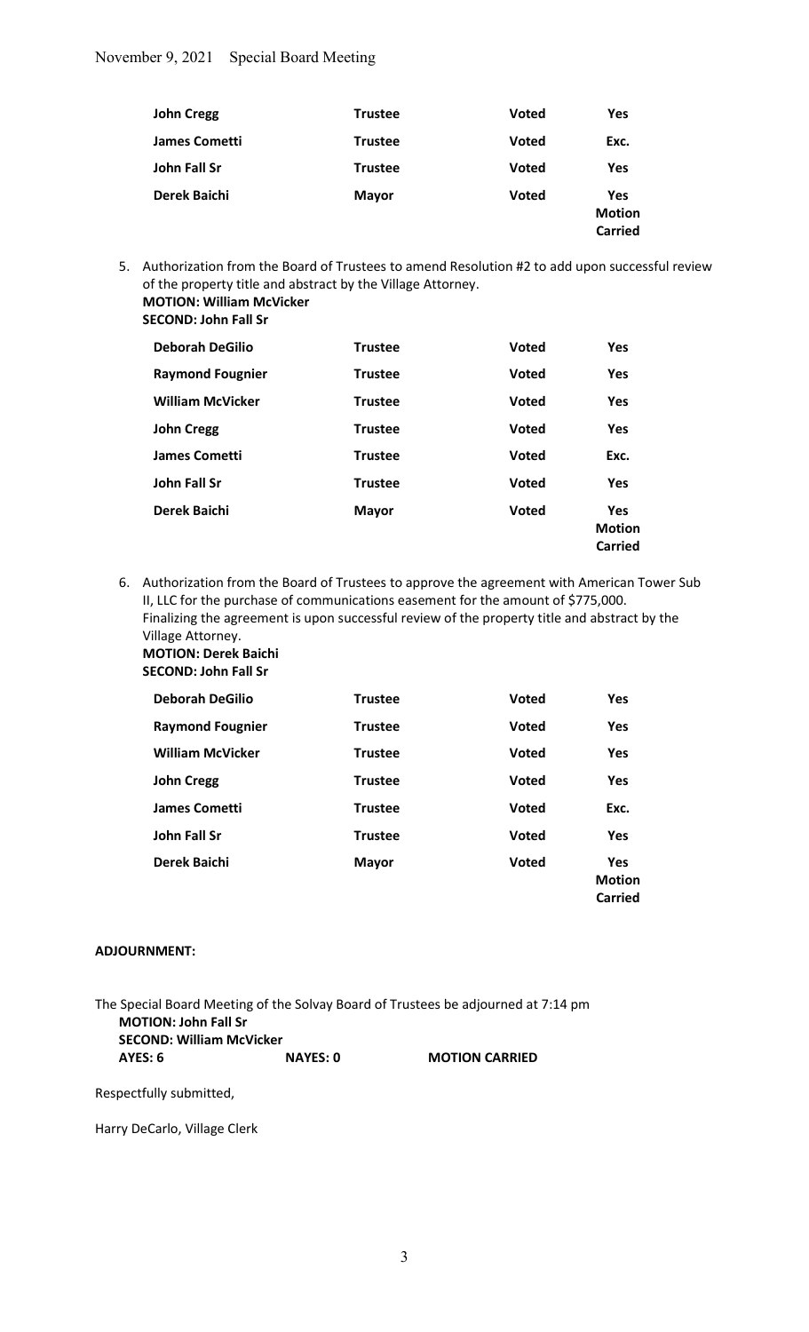| | | | |
|---|---|---|---|
| **John Cregg** | **Trustee** | **Voted** | **Yes** |
| **James Cometti** | **Trustee** | **Voted** | **Exc.** |
| **John Fall Sr** | **Trustee** | **Voted** | **Yes** |
| **Derek Baichi** | **Mayor** | **Voted** | **Yes Motion Carried** |

5. Authorization from the Board of Trustees to amend Resolution #2 to add upon successful review of the property title and abstract by the Village Attorney.
   **MOTION: William McVicker**
   **SECOND: John Fall Sr**

| | | | |
|---|---|---|---|
| **Deborah DeGilio** | **Trustee** | **Voted** | **Yes** |
| **Raymond Fougnier** | **Trustee** | **Voted** | **Yes** |
| **William McVicker** | **Trustee** | **Voted** | **Yes** |
| **John Cregg** | **Trustee** | **Voted** | **Yes** |
| **James Cometti** | **Trustee** | **Voted** | **Exc.** |
| **John Fall Sr** | **Trustee** | **Voted** | **Yes** |
| **Derek Baichi** | **Mayor** | **Voted** | **Yes Motion Carried** |

6. Authorization from the Board of Trustees to approve the agreement with American Tower Sub II, LLC for the purchase of communications easement for the amount of $775,000. Finalizing the agreement is upon successful review of the property title and abstract by the Village Attorney.
   **MOTION: Derek Baichi**
   **SECOND: John Fall Sr**

| | | | |
|---|---|---|---|
| **Deborah DeGilio** | **Trustee** | **Voted** | **Yes** |
| **Raymond Fougnier** | **Trustee** | **Voted** | **Yes** |
| **William McVicker** | **Trustee** | **Voted** | **Yes** |
| **John Cregg** | **Trustee** | **Voted** | **Yes** |
| **James Cometti** | **Trustee** | **Voted** | **Exc.** |
| **John Fall Sr** | **Trustee** | **Voted** | **Yes** |
| **Derek Baichi** | **Mayor** | **Voted** | **Yes Motion Carried** |

**ADJOURNMENT:**

The Special Board Meeting of the Solvay Board of Trustees be adjourned at 7:14 pm

**MOTION: John Fall Sr**
**SECOND: William McVicker**
**AYES: 6** **NAYES: 0** **MOTION CARRIED**

Respectfully submitted,

Harry DeCarlo, Village Clerk